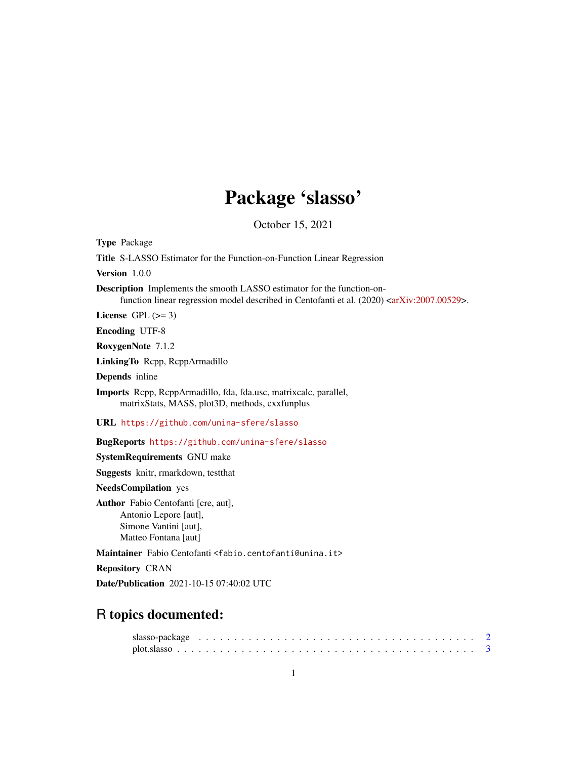# Package 'slasso'

October 15, 2021

**Type** Package

**Title** S-LASSO Estimator for the Function-on-Function Linear Regression

**Version** 1.0.0

**Description** Implements the smooth LASSO estimator for the function-on-function linear regression model described in Centofanti et al. (2020) <arXiv:2007.00529>.

**License** GPL (>= 3)

**Encoding** UTF-8

**RoxygenNote** 7.1.2

**LinkingTo** Rcpp, RcppArmadillo

**Depends** inline

**Imports** Rcpp, RcppArmadillo, fda, fda.usc, matrixcalc, parallel, matrixStats, MASS, plot3D, methods, cxxfunplus

**URL** https://github.com/unina-sfere/slasso

**BugReports** https://github.com/unina-sfere/slasso

**SystemRequirements** GNU make

**Suggests** knitr, rmarkdown, testthat

**NeedsCompilation** yes

**Author** Fabio Centofanti [cre, aut],
Antonio Lepore [aut],
Simone Vantini [aut],
Matteo Fontana [aut]

**Maintainer** Fabio Centofanti <fabio.centofanti@unina.it>

**Repository** CRAN

**Date/Publication** 2021-10-15 07:40:02 UTC

## R topics documented:

slasso-package . . . . . . . . . . . . . . . . . . . . . . . . . . . . . . . . . . . . . . 2
plot.slasso . . . . . . . . . . . . . . . . . . . . . . . . . . . . . . . . . . . . . . . . 3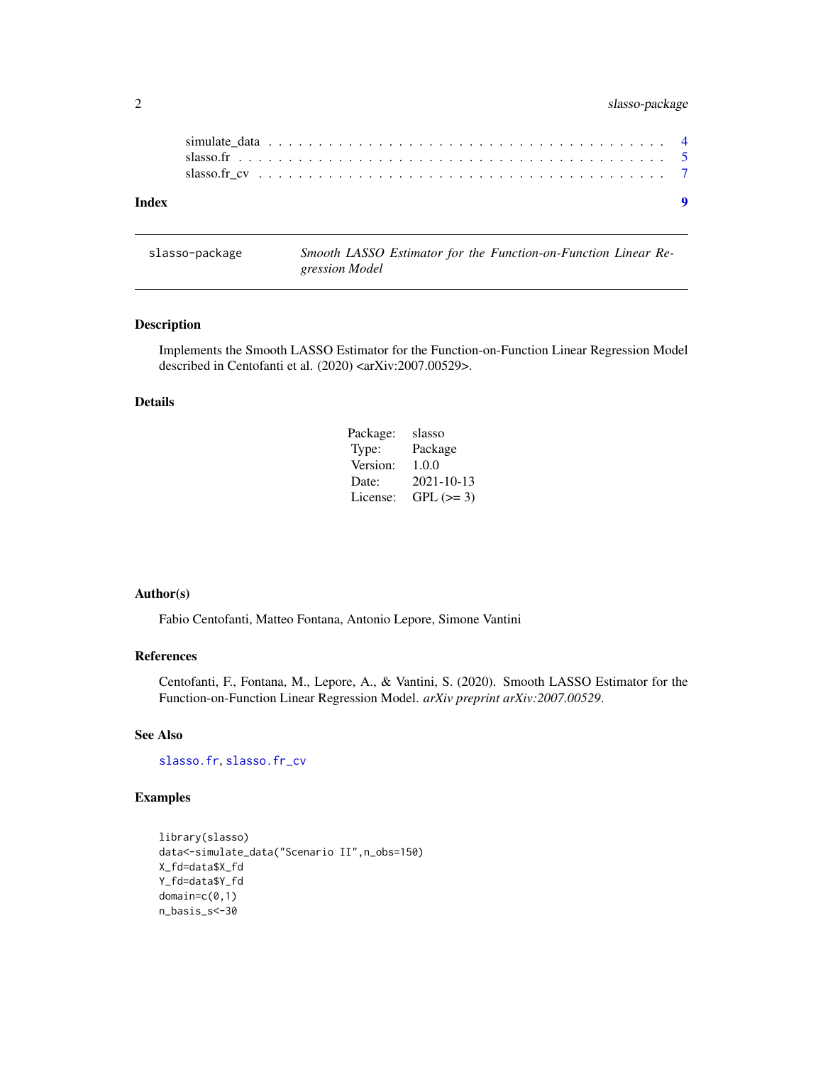simulate_data . . . . . . . . . . . . . . . . . . . . . . . . . . . . . . . . . . . . 4
slasso.fr . . . . . . . . . . . . . . . . . . . . . . . . . . . . . . . . . . . . . . 5
slasso.fr_cv . . . . . . . . . . . . . . . . . . . . . . . . . . . . . . . . . . . . 7

**Index** **9**

---

slasso-package *Smooth LASSO Estimator for the Function-on-Function Linear Regression Model*

---

## Description

Implements the Smooth LASSO Estimator for the Function-on-Function Linear Regression Model described in Centofanti et al. (2020) <arXiv:2007.00529>.

## Details

| | |
|---|---|
| Package: | slasso |
| Type: | Package |
| Version: | 1.0.0 |
| Date: | 2021-10-13 |
| License: | GPL (>= 3) |

## Author(s)

Fabio Centofanti, Matteo Fontana, Antonio Lepore, Simone Vantini

## References

Centofanti, F., Fontana, M., Lepore, A., & Vantini, S. (2020). Smooth LASSO Estimator for the Function-on-Function Linear Regression Model. *arXiv preprint arXiv:2007.00529*.

## See Also

`slasso.fr`, `slasso.fr_cv`

## Examples

```
library(slasso)
data<-simulate_data("Scenario II",n_obs=150)
X_fd=data$X_fd
Y_fd=data$Y_fd
domain=c(0,1)
n_basis_s<-30
```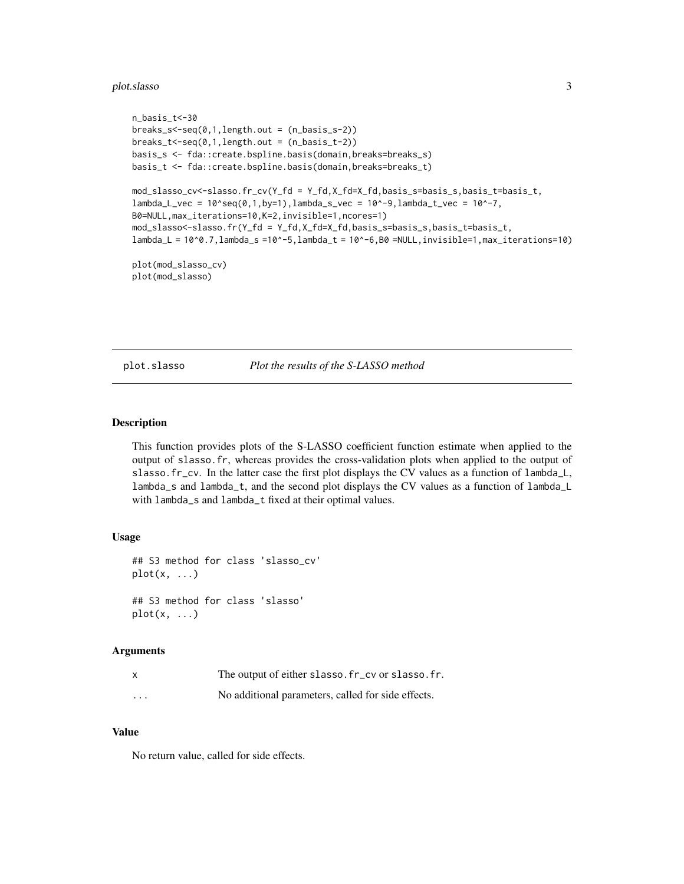```
n_basis_t<-30
breaks_s<-seq(0,1,length.out = (n_basis_s-2))
breaks_t<-seq(0,1,length.out = (n_basis_t-2))
basis_s <- fda::create.bspline.basis(domain,breaks=breaks_s)
basis_t <- fda::create.bspline.basis(domain,breaks=breaks_t)

mod_slasso_cv<-slasso.fr_cv(Y_fd = Y_fd,X_fd=X_fd,basis_s=basis_s,basis_t=basis_t,
lambda_L_vec = 10^seq(0,1,by=1),lambda_s_vec = 10^-9,lambda_t_vec = 10^-7,
B0=NULL,max_iterations=10,K=2,invisible=1,ncores=1)
mod_slasso<-slasso.fr(Y_fd = Y_fd,X_fd=X_fd,basis_s=basis_s,basis_t=basis_t,
lambda_L = 10^0.7,lambda_s =10^-5,lambda_t = 10^-6,B0 =NULL,invisible=1,max_iterations=10)

plot(mod_slasso_cv)
plot(mod_slasso)
```

---

## plot.slasso — *Plot the results of the S-LASSO method*

### Description

This function provides plots of the S-LASSO coefficient function estimate when applied to the output of `slasso.fr`, whereas provides the cross-validation plots when applied to the output of `slasso.fr_cv`. In the latter case the first plot displays the CV values as a function of `lambda_L`, `lambda_s` and `lambda_t`, and the second plot displays the CV values as a function of `lambda_L` with `lambda_s` and `lambda_t` fixed at their optimal values.

### Usage

```
## S3 method for class 'slasso_cv'
plot(x, ...)

## S3 method for class 'slasso'
plot(x, ...)
```

### Arguments

| | |
|---|---|
| `x` | The output of either `slasso.fr_cv` or `slasso.fr`. |
| `...` | No additional parameters, called for side effects. |

### Value

No return value, called for side effects.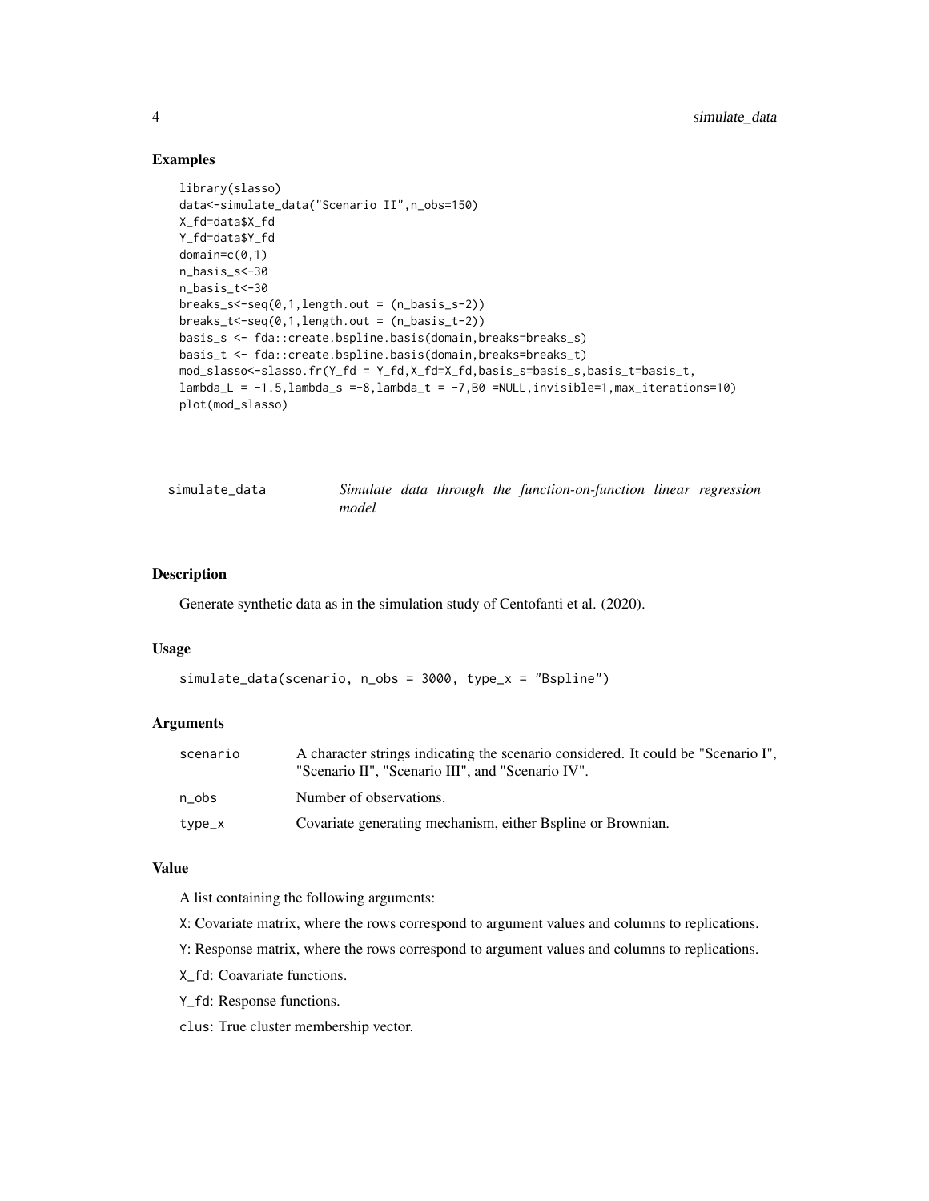## Examples

```
library(slasso)
data<-simulate_data("Scenario II",n_obs=150)
X_fd=data$X_fd
Y_fd=data$Y_fd
domain=c(0,1)
n_basis_s<-30
n_basis_t<-30
breaks_s<-seq(0,1,length.out = (n_basis_s-2))
breaks_t<-seq(0,1,length.out = (n_basis_t-2))
basis_s <- fda::create.bspline.basis(domain,breaks=breaks_s)
basis_t <- fda::create.bspline.basis(domain,breaks=breaks_t)
mod_slasso<-slasso.fr(Y_fd = Y_fd,X_fd=X_fd,basis_s=basis_s,basis_t=basis_t,
lambda_L = -1.5,lambda_s =-8,lambda_t = -7,B0 =NULL,invisible=1,max_iterations=10)
plot(mod_slasso)
```

---

# simulate_data — *Simulate data through the function-on-function linear regression model*

## Description

Generate synthetic data as in the simulation study of Centofanti et al. (2020).

## Usage

```
simulate_data(scenario, n_obs = 3000, type_x = "Bspline")
```

## Arguments

| | |
|---|---|
| scenario | A character strings indicating the scenario considered. It could be "Scenario I", "Scenario II", "Scenario III", and "Scenario IV". |
| n_obs | Number of observations. |
| type_x | Covariate generating mechanism, either Bspline or Brownian. |

## Value

A list containing the following arguments:

X: Covariate matrix, where the rows correspond to argument values and columns to replications.

Y: Response matrix, where the rows correspond to argument values and columns to replications.

X_fd: Coavariate functions.

Y_fd: Response functions.

clus: True cluster membership vector.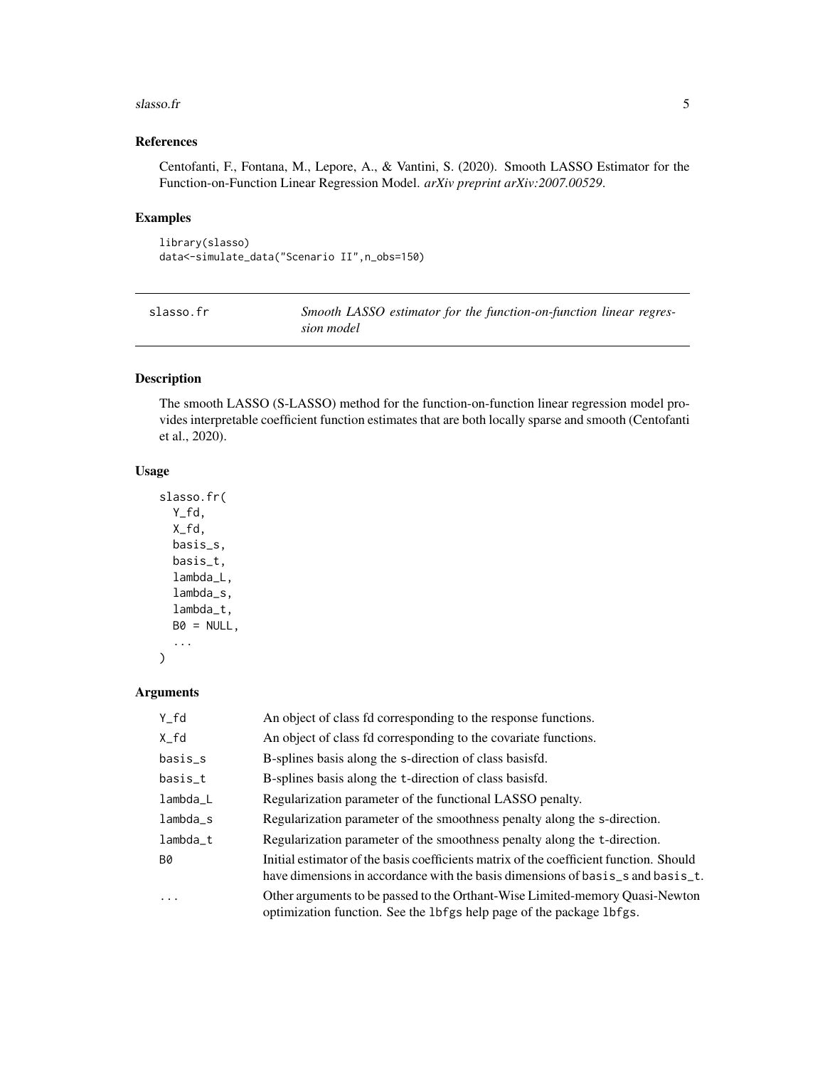### References

Centofanti, F., Fontana, M., Lepore, A., & Vantini, S. (2020). Smooth LASSO Estimator for the Function-on-Function Linear Regression Model. *arXiv preprint arXiv:2007.00529*.

### Examples

```
library(slasso)
data<-simulate_data("Scenario II",n_obs=150)
```

---

## slasso.fr — *Smooth LASSO estimator for the function-on-function linear regression model*

---

### Description

The smooth LASSO (S-LASSO) method for the function-on-function linear regression model provides interpretable coefficient function estimates that are both locally sparse and smooth (Centofanti et al., 2020).

### Usage

```
slasso.fr(
  Y_fd,
  X_fd,
  basis_s,
  basis_t,
  lambda_L,
  lambda_s,
  lambda_t,
  B0 = NULL,
  ...
)
```

### Arguments

| | |
|---|---|
| Y_fd | An object of class fd corresponding to the response functions. |
| X_fd | An object of class fd corresponding to the covariate functions. |
| basis_s | B-splines basis along the s-direction of class basisfd. |
| basis_t | B-splines basis along the t-direction of class basisfd. |
| lambda_L | Regularization parameter of the functional LASSO penalty. |
| lambda_s | Regularization parameter of the smoothness penalty along the s-direction. |
| lambda_t | Regularization parameter of the smoothness penalty along the t-direction. |
| B0 | Initial estimator of the basis coefficients matrix of the coefficient function. Should have dimensions in accordance with the basis dimensions of basis_s and basis_t. |
| ... | Other arguments to be passed to the Orthant-Wise Limited-memory Quasi-Newton optimization function. See the lbfgs help page of the package lbfgs. |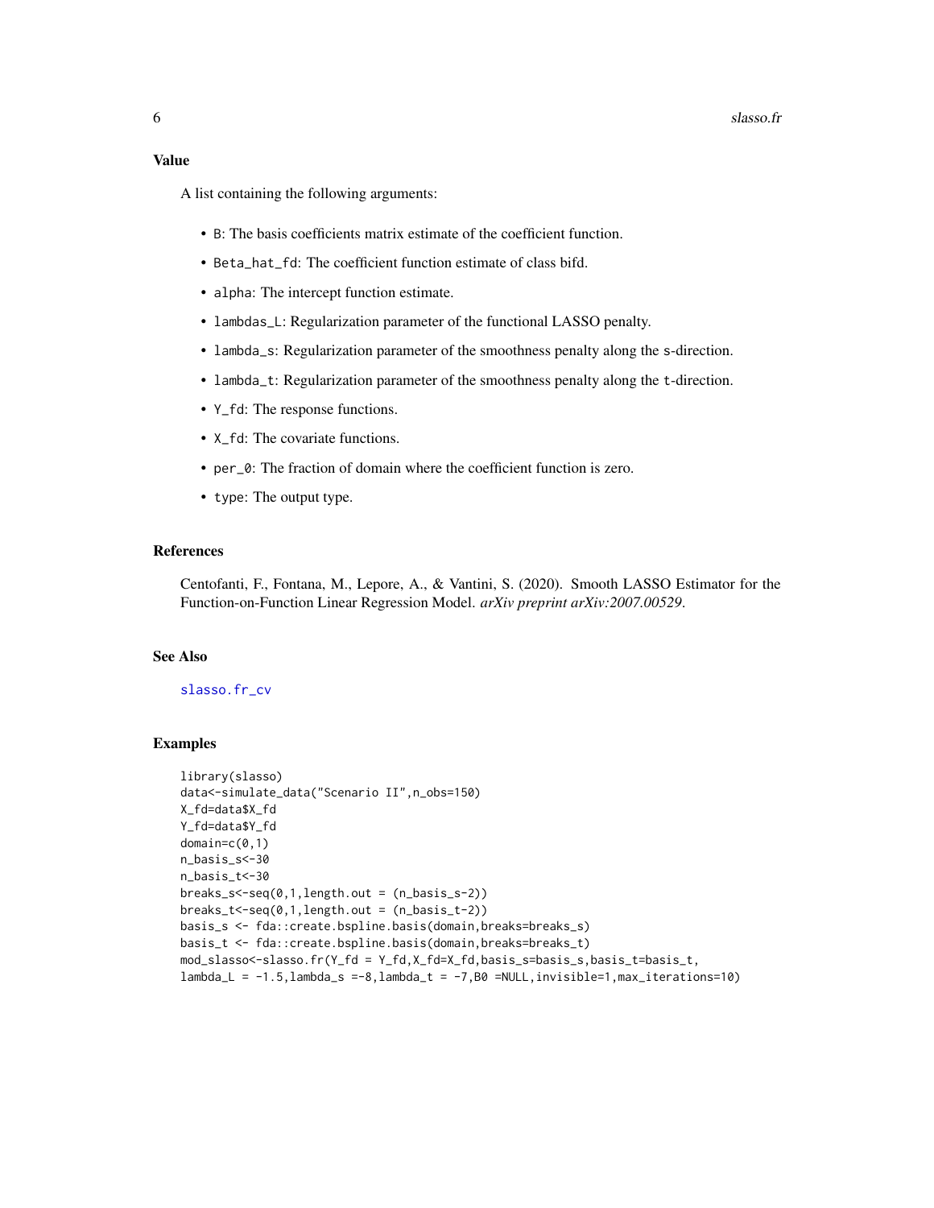## Value

A list containing the following arguments:

- `B`: The basis coefficients matrix estimate of the coefficient function.
- `Beta_hat_fd`: The coefficient function estimate of class bifd.
- `alpha`: The intercept function estimate.
- `lambdas_L`: Regularization parameter of the functional LASSO penalty.
- `lambda_s`: Regularization parameter of the smoothness penalty along the `s`-direction.
- `lambda_t`: Regularization parameter of the smoothness penalty along the `t`-direction.
- `Y_fd`: The response functions.
- `X_fd`: The covariate functions.
- `per_0`: The fraction of domain where the coefficient function is zero.
- `type`: The output type.

## References

Centofanti, F., Fontana, M., Lepore, A., & Vantini, S. (2020). Smooth LASSO Estimator for the Function-on-Function Linear Regression Model. *arXiv preprint arXiv:2007.00529*.

## See Also

`slasso.fr_cv`

## Examples

```
library(slasso)
data<-simulate_data("Scenario II",n_obs=150)
X_fd=data$X_fd
Y_fd=data$Y_fd
domain=c(0,1)
n_basis_s<-30
n_basis_t<-30
breaks_s<-seq(0,1,length.out = (n_basis_s-2))
breaks_t<-seq(0,1,length.out = (n_basis_t-2))
basis_s <- fda::create.bspline.basis(domain,breaks=breaks_s)
basis_t <- fda::create.bspline.basis(domain,breaks=breaks_t)
mod_slasso<-slasso.fr(Y_fd = Y_fd,X_fd=X_fd,basis_s=basis_s,basis_t=basis_t,
lambda_L = -1.5,lambda_s =-8,lambda_t = -7,B0 =NULL,invisible=1,max_iterations=10)
```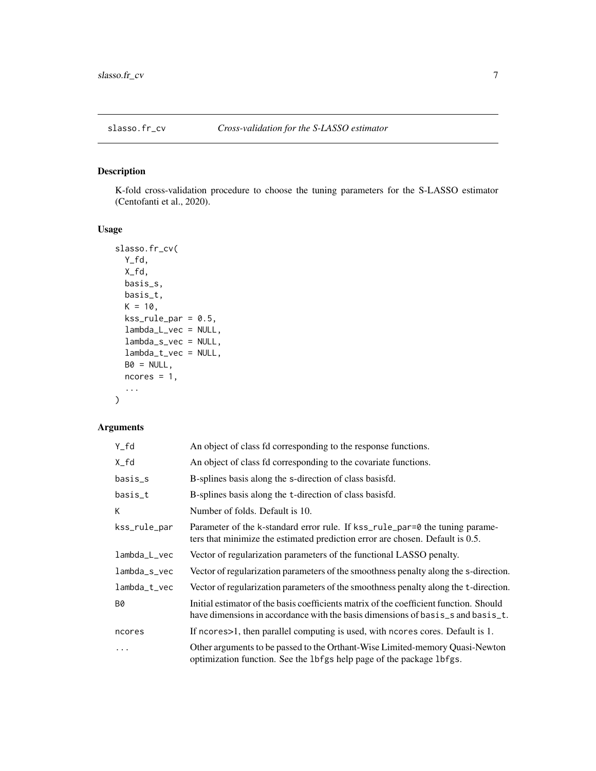## slasso.fr_cv *Cross-validation for the S-LASSO estimator*

### Description

K-fold cross-validation procedure to choose the tuning parameters for the S-LASSO estimator (Centofanti et al., 2020).

### Usage

```
slasso.fr_cv(
  Y_fd,
  X_fd,
  basis_s,
  basis_t,
  K = 10,
  kss_rule_par = 0.5,
  lambda_L_vec = NULL,
  lambda_s_vec = NULL,
  lambda_t_vec = NULL,
  B0 = NULL,
  ncores = 1,
  ...
)
```

### Arguments

| | |
|---|---|
| `Y_fd` | An object of class fd corresponding to the response functions. |
| `X_fd` | An object of class fd corresponding to the covariate functions. |
| `basis_s` | B-splines basis along the `s`-direction of class basisfd. |
| `basis_t` | B-splines basis along the `t`-direction of class basisfd. |
| `K` | Number of folds. Default is 10. |
| `kss_rule_par` | Parameter of the k-standard error rule. If `kss_rule_par=0` the tuning parameters that minimize the estimated prediction error are chosen. Default is 0.5. |
| `lambda_L_vec` | Vector of regularization parameters of the functional LASSO penalty. |
| `lambda_s_vec` | Vector of regularization parameters of the smoothness penalty along the `s`-direction. |
| `lambda_t_vec` | Vector of regularization parameters of the smoothness penalty along the `t`-direction. |
| `B0` | Initial estimator of the basis coefficients matrix of the coefficient function. Should have dimensions in accordance with the basis dimensions of `basis_s` and `basis_t`. |
| `ncores` | If `ncores`>1, then parallel computing is used, with `ncores` cores. Default is 1. |
| `...` | Other arguments to be passed to the Orthant-Wise Limited-memory Quasi-Newton optimization function. See the `lbfgs` help page of the package `lbfgs`. |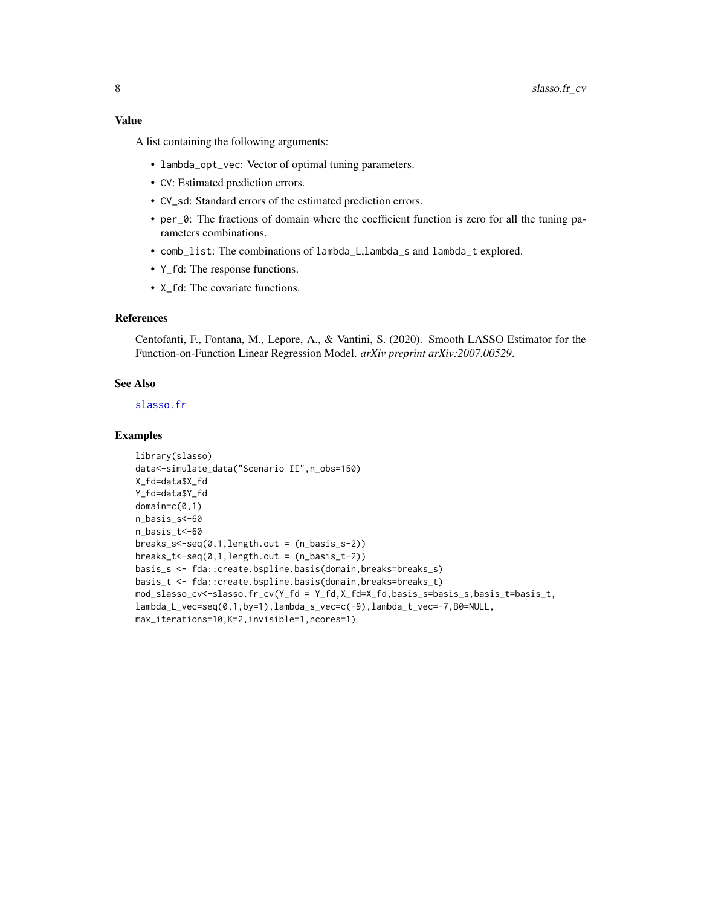### Value

A list containing the following arguments:

- `lambda_opt_vec`: Vector of optimal tuning parameters.
- `CV`: Estimated prediction errors.
- `CV_sd`: Standard errors of the estimated prediction errors.
- `per_0`: The fractions of domain where the coefficient function is zero for all the tuning parameters combinations.
- `comb_list`: The combinations of `lambda_L`,`lambda_s` and `lambda_t` explored.
- `Y_fd`: The response functions.
- `X_fd`: The covariate functions.

### References

Centofanti, F., Fontana, M., Lepore, A., & Vantini, S. (2020). Smooth LASSO Estimator for the Function-on-Function Linear Regression Model. *arXiv preprint arXiv:2007.00529*.

### See Also

slasso.fr

### Examples

```
library(slasso)
data<-simulate_data("Scenario II",n_obs=150)
X_fd=data$X_fd
Y_fd=data$Y_fd
domain=c(0,1)
n_basis_s<-60
n_basis_t<-60
breaks_s<-seq(0,1,length.out = (n_basis_s-2))
breaks_t<-seq(0,1,length.out = (n_basis_t-2))
basis_s <- fda::create.bspline.basis(domain,breaks=breaks_s)
basis_t <- fda::create.bspline.basis(domain,breaks=breaks_t)
mod_slasso_cv<-slasso.fr_cv(Y_fd = Y_fd,X_fd=X_fd,basis_s=basis_s,basis_t=basis_t,
lambda_L_vec=seq(0,1,by=1),lambda_s_vec=c(-9),lambda_t_vec=-7,B0=NULL,
max_iterations=10,K=2,invisible=1,ncores=1)
```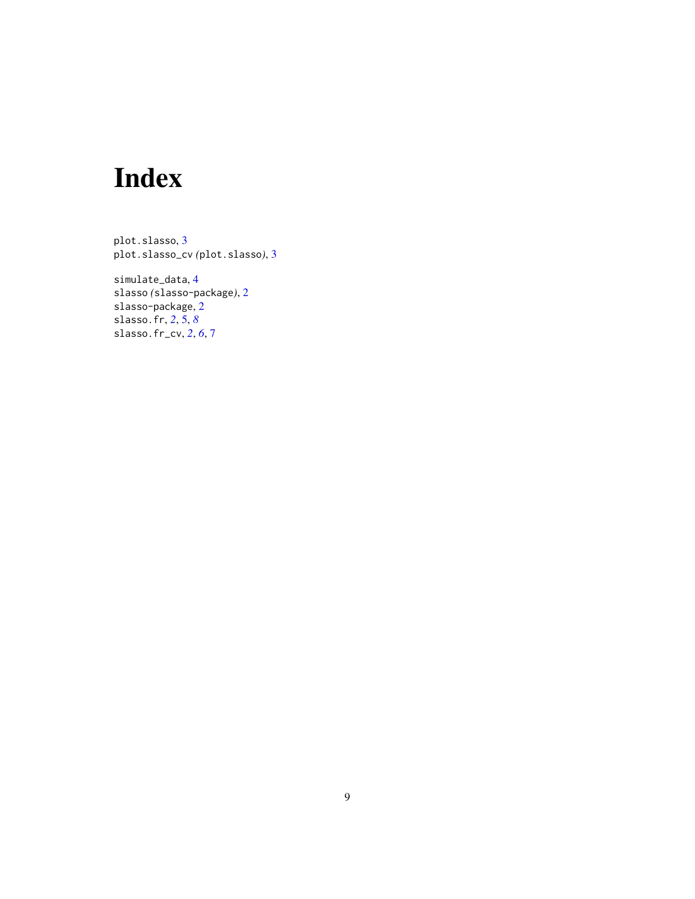# Index

plot.slasso, 3
plot.slasso_cv *(*plot.slasso*)*, 3

simulate_data, 4
slasso *(*slasso-package*)*, 2
slasso-package, 2
slasso.fr, *2*, 5, *8*
slasso.fr_cv, *2*, *6*, 7